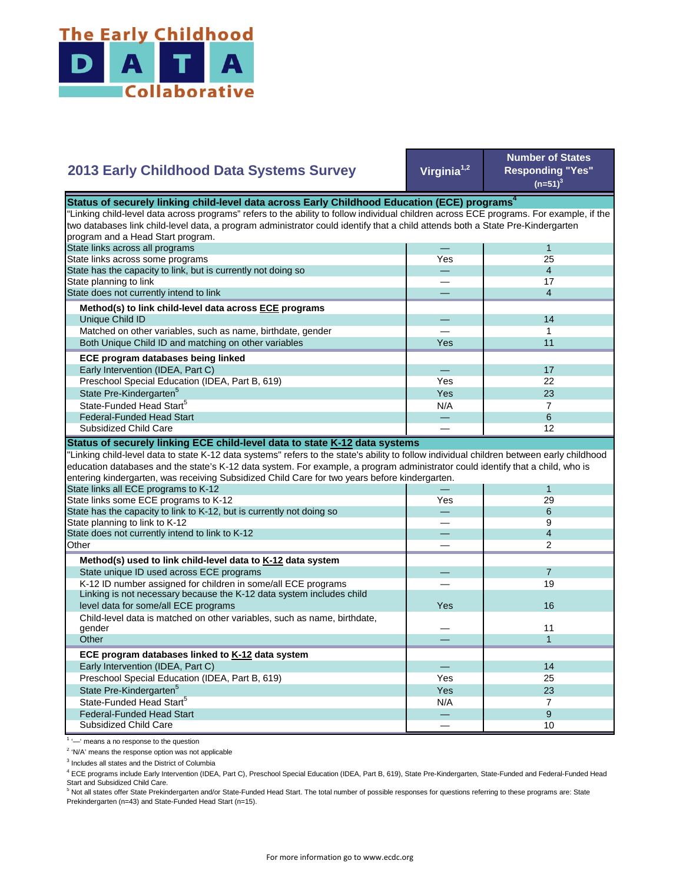The Early Childhood **DATA** Collaborative

| 2013 Early Childhood Data Systems Survey | Virginia[1,2] | Number of States Responding "Yes" (n=51)[3] |
|---|---|---|
| **Status of securely linking child-level data across Early Childhood Education (ECE) programs[4]** | | |
| "Linking child-level data across programs" refers to the ability to follow individual children across ECE programs. For example, if the two databases link child-level data, a program administrator could identify that a child attends both a State Pre-Kindergarten program and a Head Start program. | | |
| State links across all programs | — | 1 |
| State links across some programs | Yes | 25 |
| State has the capacity to link, but is currently not doing so | — | 4 |
| State planning to link | — | 17 |
| State does not currently intend to link | — | 4 |
| **Method(s) to link child-level data across ECE programs** | | |
| Unique Child ID | — | 14 |
| Matched on other variables, such as name, birthdate, gender | — | 1 |
| Both Unique Child ID and matching on other variables | Yes | 11 |
| **ECE program databases being linked** | | |
| Early Intervention (IDEA, Part C) | — | 17 |
| Preschool Special Education (IDEA, Part B, 619) | Yes | 22 |
| State Pre-Kindergarten[5] | Yes | 23 |
| State-Funded Head Start[5] | N/A | 7 |
| Federal-Funded Head Start | — | 6 |
| Subsidized Child Care | — | 12 |
| **Status of securely linking ECE child-level data to state K-12 data systems** | | |
| "Linking child-level data to state K-12 data systems" refers to the state's ability to follow individual children between early childhood education databases and the state's K-12 data system. For example, a program administrator could identify that a child, who is entering kindergarten, was receiving Subsidized Child Care for two years before kindergarten. | | |
| State links all ECE programs to K-12 | — | 1 |
| State links some ECE programs to K-12 | Yes | 29 |
| State has the capacity to link to K-12, but is currently not doing so | — | 6 |
| State planning to link to K-12 | — | 9 |
| State does not currently intend to link to K-12 | — | 4 |
| Other | — | 2 |
| **Method(s) used to link child-level data to K-12 data system** | | |
| State unique ID used across ECE programs | — | 7 |
| K-12 ID number assigned for children in some/all ECE programs | — | 19 |
| Linking is not necessary because the K-12 data system includes child level data for some/all ECE programs | Yes | 16 |
| Child-level data is matched on other variables, such as name, birthdate, gender | — | 11 |
| Other | — | 1 |
| **ECE program databases linked to K-12 data system** | | |
| Early Intervention (IDEA, Part C) | — | 14 |
| Preschool Special Education (IDEA, Part B, 619) | Yes | 25 |
| State Pre-Kindergarten[5] | Yes | 23 |
| State-Funded Head Start[5] | N/A | 7 |
| Federal-Funded Head Start | — | 9 |
| Subsidized Child Care | — | 10 |

[1] '—' means a no response to the question

[2] 'N/A' means the response option was not applicable

[3] Includes all states and the District of Columbia

[4] ECE programs include Early Intervention (IDEA, Part C), Preschool Special Education (IDEA, Part B, 619), State Pre-Kindergarten, State-Funded and Federal-Funded Head Start and Subsidized Child Care.

[5] Not all states offer State Prekindergarten and/or State-Funded Head Start. The total number of possible responses for questions referring to these programs are: State Prekindergarten (n=43) and State-Funded Head Start (n=15).

For more information go to www.ecdc.org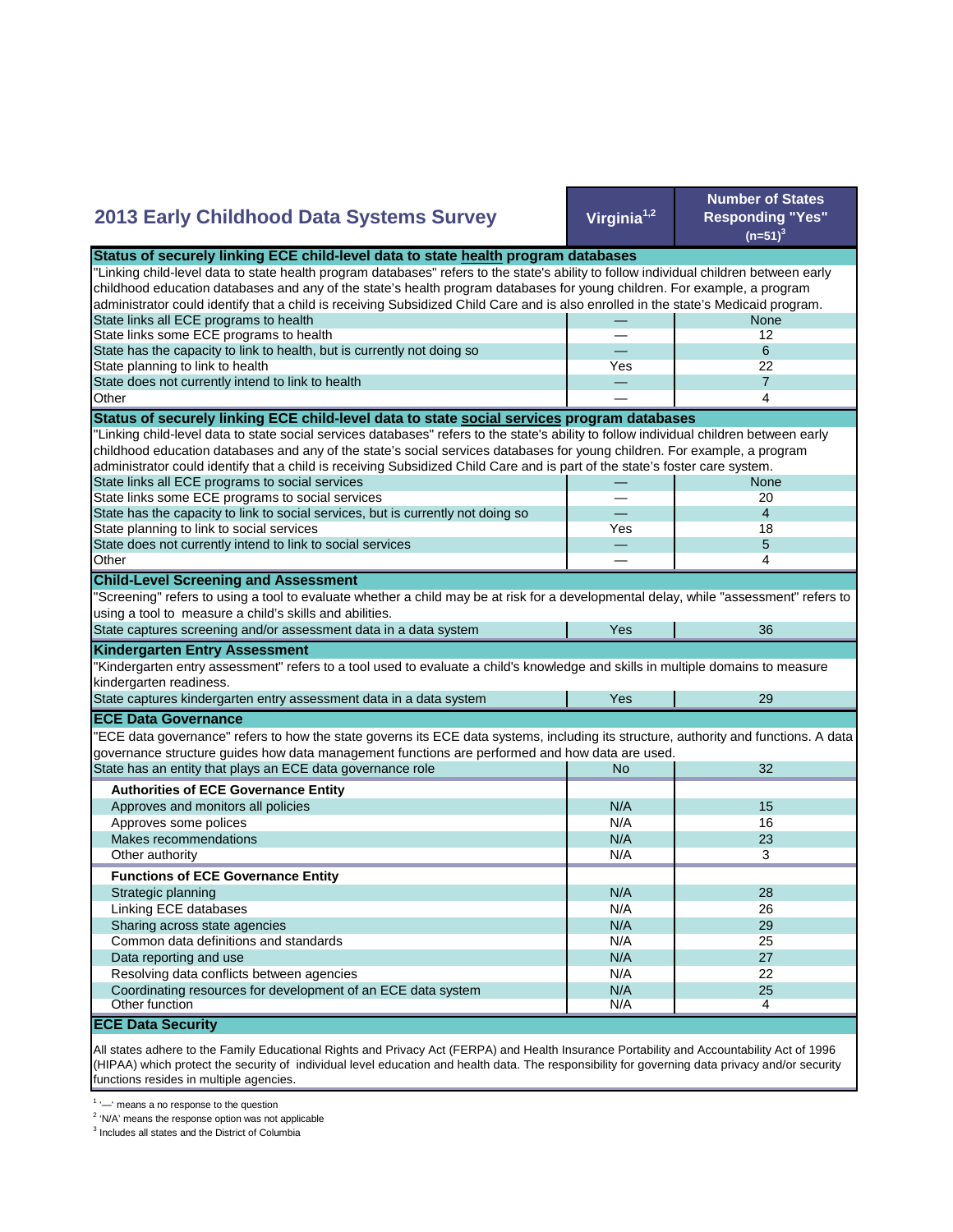## 2013 Early Childhood Data Systems Survey

| | Virginia[1,2] | Number of States Responding "Yes" (n=51)[3] |
|---|---|---|
| **Status of securely linking ECE child-level data to state health program databases** | | |
| "Linking child-level data to state health program databases" refers to the state's ability to follow individual children between early childhood education databases and any of the state's health program databases for young children. For example, a program administrator could identify that a child is receiving Subsidized Child Care and is also enrolled in the state's Medicaid program. | | |
| State links all ECE programs to health | — | None |
| State links some ECE programs to health | — | 12 |
| State has the capacity to link to health, but is currently not doing so | — | 6 |
| State planning to link to health | Yes | 22 |
| State does not currently intend to link to health | — | 7 |
| Other | — | 4 |
| **Status of securely linking ECE child-level data to state social services program databases** | | |
| "Linking child-level data to state social services databases" refers to the state's ability to follow individual children between early childhood education databases and any of the state's social services databases for young children. For example, a program administrator could identify that a child is receiving Subsidized Child Care and is part of the state's foster care system. | | |
| State links all ECE programs to social services | — | None |
| State links some ECE programs to social services | — | 20 |
| State has the capacity to link to social services, but is currently not doing so | — | 4 |
| State planning to link to social services | Yes | 18 |
| State does not currently intend to link to social services | — | 5 |
| Other | — | 4 |
| **Child-Level Screening and Assessment** | | |
| "Screening" refers to using a tool to evaluate whether a child may be at risk for a developmental delay, while "assessment" refers to using a tool to measure a child's skills and abilities. | | |
| State captures screening and/or assessment data in a data system | Yes | 36 |
| **Kindergarten Entry Assessment** | | |
| "Kindergarten entry assessment" refers to a tool used to evaluate a child's knowledge and skills in multiple domains to measure kindergarten readiness. | | |
| State captures kindergarten entry assessment data in a data system | Yes | 29 |
| **ECE Data Governance** | | |
| "ECE data governance" refers to how the state governs its ECE data systems, including its structure, authority and functions. A data governance structure guides how data management functions are performed and how data are used. | | |
| State has an entity that plays an ECE data governance role | No | 32 |
| **Authorities of ECE Governance Entity** | | |
| Approves and monitors all policies | N/A | 15 |
| Approves some polices | N/A | 16 |
| Makes recommendations | N/A | 23 |
| Other authority | N/A | 3 |
| **Functions of ECE Governance Entity** | | |
| Strategic planning | N/A | 28 |
| Linking ECE databases | N/A | 26 |
| Sharing across state agencies | N/A | 29 |
| Common data definitions and standards | N/A | 25 |
| Data reporting and use | N/A | 27 |
| Resolving data conflicts between agencies | N/A | 22 |
| Coordinating resources for development of an ECE data system | N/A | 25 |
| Other function | N/A | 4 |
| **ECE Data Security** | | |
| All states adhere to the Family Educational Rights and Privacy Act (FERPA) and Health Insurance Portability and Accountability Act of 1996 (HIPAA) which protect the security of individual level education and health data. The responsibility for governing data privacy and/or security functions resides in multiple agencies. | | |

[1] '—' means a no response to the question

[2] 'N/A' means the response option was not applicable

[3] Includes all states and the District of Columbia